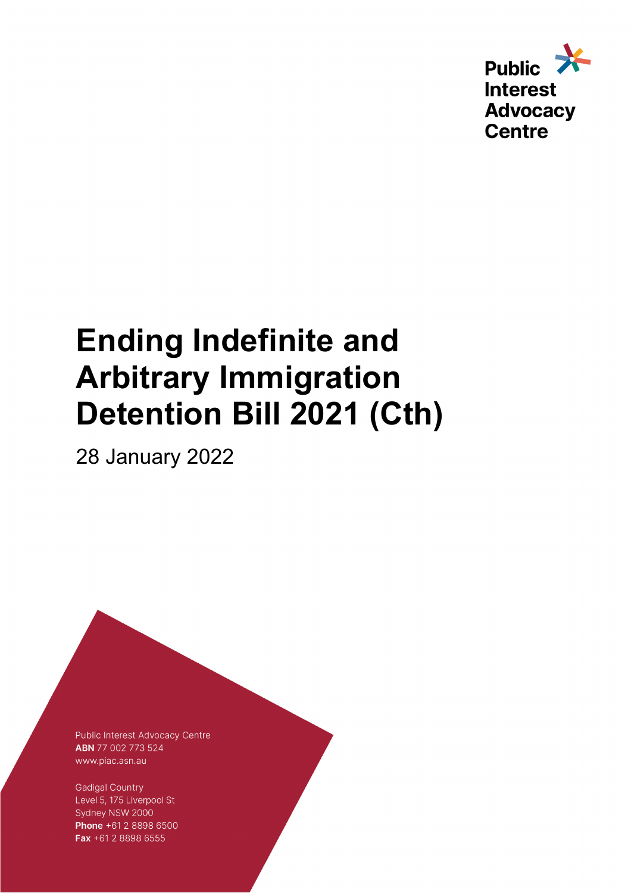Public Interest Advocacy Centre

# Ending Indefinite and Arbitrary Immigration Detention Bill 2021 (Cth)

28 January 2022

Public Interest Advocacy Centre
**ABN** 77 002 773 524
www.piac.asn.au

Gadigal Country
Level 5, 175 Liverpool St
Sydney NSW 2000
**Phone** +61 2 8898 6500
**Fax** +61 2 8898 6555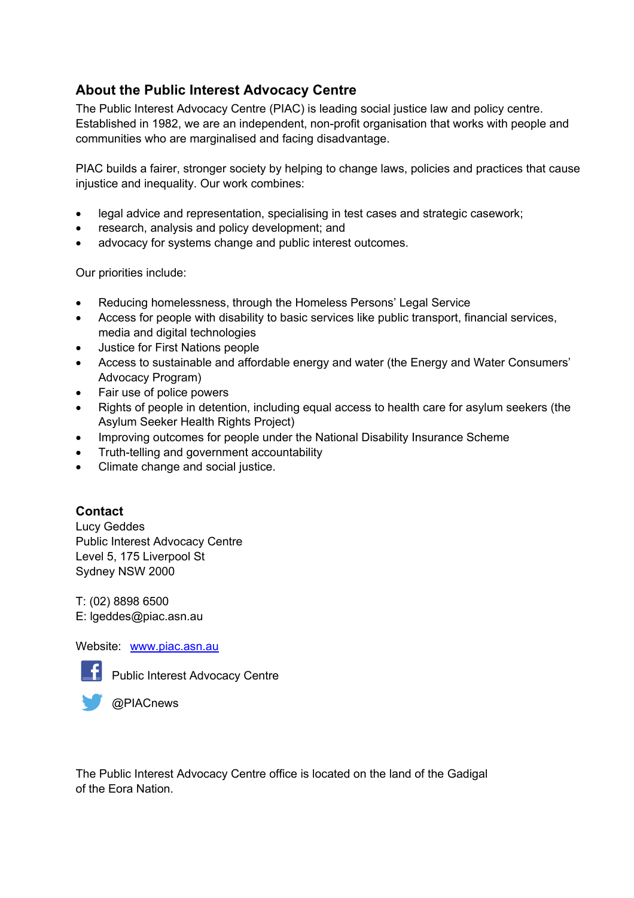## About the Public Interest Advocacy Centre

The Public Interest Advocacy Centre (PIAC) is leading social justice law and policy centre. Established in 1982, we are an independent, non-profit organisation that works with people and communities who are marginalised and facing disadvantage.

PIAC builds a fairer, stronger society by helping to change laws, policies and practices that cause injustice and inequality. Our work combines:

- legal advice and representation, specialising in test cases and strategic casework;
- research, analysis and policy development; and
- advocacy for systems change and public interest outcomes.

Our priorities include:

- Reducing homelessness, through the Homeless Persons' Legal Service
- Access for people with disability to basic services like public transport, financial services, media and digital technologies
- Justice for First Nations people
- Access to sustainable and affordable energy and water (the Energy and Water Consumers' Advocacy Program)
- Fair use of police powers
- Rights of people in detention, including equal access to health care for asylum seekers (the Asylum Seeker Health Rights Project)
- Improving outcomes for people under the National Disability Insurance Scheme
- Truth-telling and government accountability
- Climate change and social justice.

## Contact

Lucy Geddes
Public Interest Advocacy Centre
Level 5, 175 Liverpool St
Sydney NSW 2000

T: (02) 8898 6500
E: lgeddes@piac.asn.au

Website: [www.piac.asn.au](http://www.piac.asn.au)

Public Interest Advocacy Centre

@PIACnews

The Public Interest Advocacy Centre office is located on the land of the Gadigal of the Eora Nation.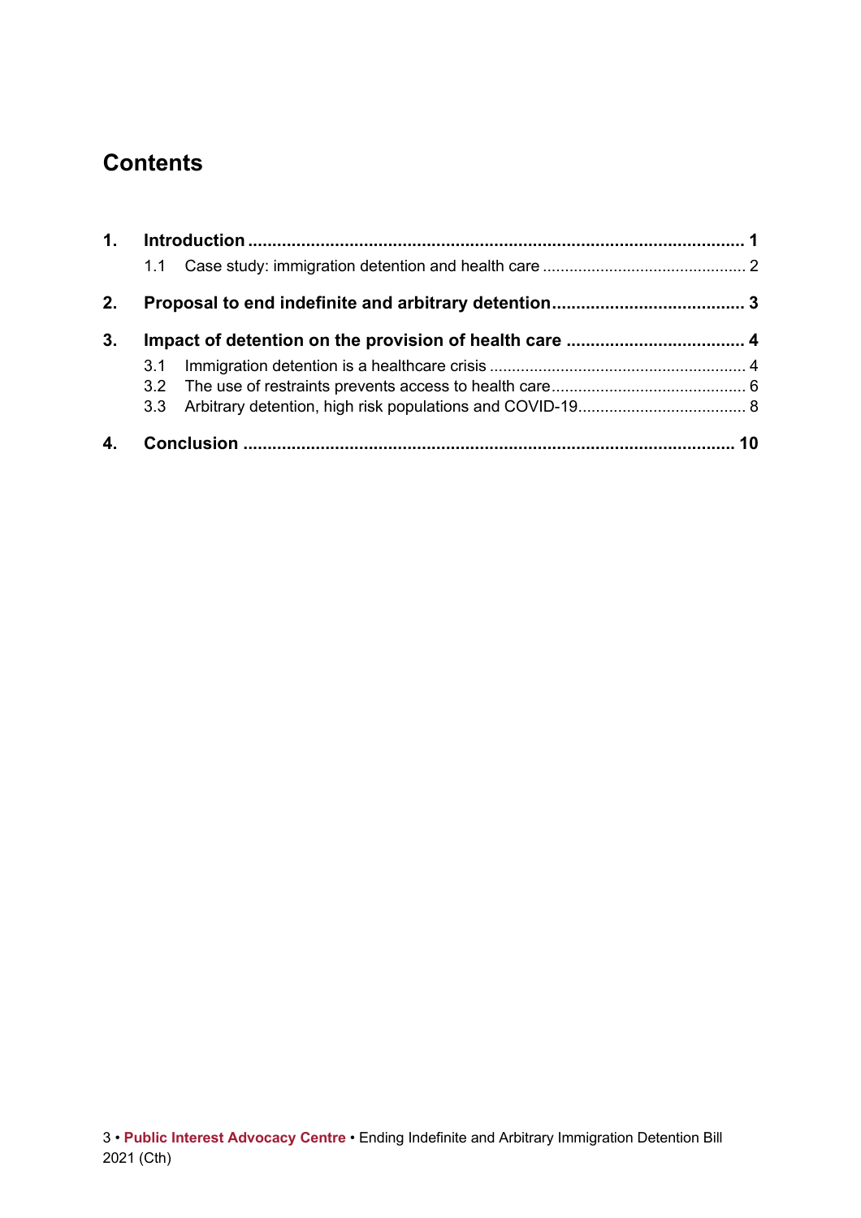# Contents

1. **Introduction** ..................................................................................................... 1
    - 1.1 Case study: immigration detention and health care ............................................. 2
2. **Proposal to end indefinite and arbitrary detention**........................................ 3
3. **Impact of detention on the provision of health care** .................................... 4
    - 3.1 Immigration detention is a healthcare crisis ......................................................... 4
    - 3.2 The use of restraints prevents access to health care............................................ 6
    - 3.3 Arbitrary detention, high risk populations and COVID-19...................................... 8
4. **Conclusion** .................................................................................................... 10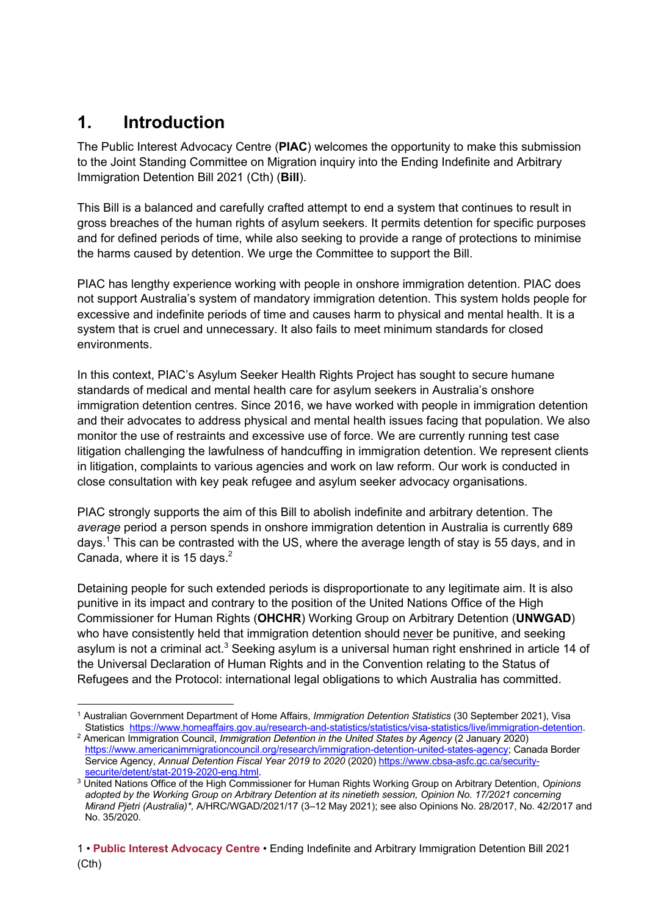# 1. Introduction

The Public Interest Advocacy Centre (**PIAC**) welcomes the opportunity to make this submission to the Joint Standing Committee on Migration inquiry into the Ending Indefinite and Arbitrary Immigration Detention Bill 2021 (Cth) (**Bill**).

This Bill is a balanced and carefully crafted attempt to end a system that continues to result in gross breaches of the human rights of asylum seekers. It permits detention for specific purposes and for defined periods of time, while also seeking to provide a range of protections to minimise the harms caused by detention. We urge the Committee to support the Bill.

PIAC has lengthy experience working with people in onshore immigration detention. PIAC does not support Australia's system of mandatory immigration detention. This system holds people for excessive and indefinite periods of time and causes harm to physical and mental health. It is a system that is cruel and unnecessary. It also fails to meet minimum standards for closed environments.

In this context, PIAC's Asylum Seeker Health Rights Project has sought to secure humane standards of medical and mental health care for asylum seekers in Australia's onshore immigration detention centres. Since 2016, we have worked with people in immigration detention and their advocates to address physical and mental health issues facing that population. We also monitor the use of restraints and excessive use of force. We are currently running test case litigation challenging the lawfulness of handcuffing in immigration detention. We represent clients in litigation, complaints to various agencies and work on law reform. Our work is conducted in close consultation with key peak refugee and asylum seeker advocacy organisations.

PIAC strongly supports the aim of this Bill to abolish indefinite and arbitrary detention. The *average* period a person spends in onshore immigration detention in Australia is currently 689 days.[1] This can be contrasted with the US, where the average length of stay is 55 days, and in Canada, where it is 15 days.[2]

Detaining people for such extended periods is disproportionate to any legitimate aim. It is also punitive in its impact and contrary to the position of the United Nations Office of the High Commissioner for Human Rights (**OHCHR**) Working Group on Arbitrary Detention (**UNWGAD**) who have consistently held that immigration detention should <u>never</u> be punitive, and seeking asylum is not a criminal act.[3] Seeking asylum is a universal human right enshrined in article 14 of the Universal Declaration of Human Rights and in the Convention relating to the Status of Refugees and the Protocol: international legal obligations to which Australia has committed.

---

[1] Australian Government Department of Home Affairs, *Immigration Detention Statistics* (30 September 2021), Visa Statistics https://www.homeaffairs.gov.au/research-and-statistics/statistics/visa-statistics/live/immigration-detention.

[2] American Immigration Council, *Immigration Detention in the United States by Agency* (2 January 2020) https://www.americanimmigrationcouncil.org/research/immigration-detention-united-states-agency; Canada Border Service Agency, *Annual Detention Fiscal Year 2019 to 2020* (2020) https://www.cbsa-asfc.gc.ca/security-securite/detent/stat-2019-2020-eng.html.

[3] United Nations Office of the High Commissioner for Human Rights Working Group on Arbitrary Detention, *Opinions adopted by the Working Group on Arbitrary Detention at its ninetieth session, Opinion No. 17/2021 concerning Mirand Pjetri (Australia)\**, A/HRC/WGAD/2021/17 (3–12 May 2021); see also Opinions No. 28/2017, No. 42/2017 and No. 35/2020.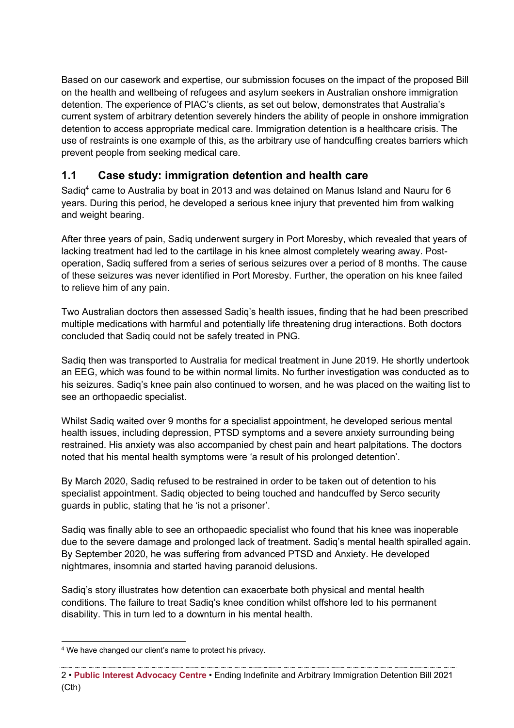Based on our casework and expertise, our submission focuses on the impact of the proposed Bill on the health and wellbeing of refugees and asylum seekers in Australian onshore immigration detention. The experience of PIAC's clients, as set out below, demonstrates that Australia's current system of arbitrary detention severely hinders the ability of people in onshore immigration detention to access appropriate medical care. Immigration detention is a healthcare crisis. The use of restraints is one example of this, as the arbitrary use of handcuffing creates barriers which prevent people from seeking medical care.

## 1.1 Case study: immigration detention and health care

Sadiq[4] came to Australia by boat in 2013 and was detained on Manus Island and Nauru for 6 years. During this period, he developed a serious knee injury that prevented him from walking and weight bearing.

After three years of pain, Sadiq underwent surgery in Port Moresby, which revealed that years of lacking treatment had led to the cartilage in his knee almost completely wearing away. Post-operation, Sadiq suffered from a series of serious seizures over a period of 8 months. The cause of these seizures was never identified in Port Moresby. Further, the operation on his knee failed to relieve him of any pain.

Two Australian doctors then assessed Sadiq's health issues, finding that he had been prescribed multiple medications with harmful and potentially life threatening drug interactions. Both doctors concluded that Sadiq could not be safely treated in PNG.

Sadiq then was transported to Australia for medical treatment in June 2019. He shortly undertook an EEG, which was found to be within normal limits. No further investigation was conducted as to his seizures. Sadiq's knee pain also continued to worsen, and he was placed on the waiting list to see an orthopaedic specialist.

Whilst Sadiq waited over 9 months for a specialist appointment, he developed serious mental health issues, including depression, PTSD symptoms and a severe anxiety surrounding being restrained. His anxiety was also accompanied by chest pain and heart palpitations. The doctors noted that his mental health symptoms were 'a result of his prolonged detention'.

By March 2020, Sadiq refused to be restrained in order to be taken out of detention to his specialist appointment. Sadiq objected to being touched and handcuffed by Serco security guards in public, stating that he 'is not a prisoner'.

Sadiq was finally able to see an orthopaedic specialist who found that his knee was inoperable due to the severe damage and prolonged lack of treatment. Sadiq's mental health spiralled again. By September 2020, he was suffering from advanced PTSD and Anxiety. He developed nightmares, insomnia and started having paranoid delusions.

Sadiq's story illustrates how detention can exacerbate both physical and mental health conditions. The failure to treat Sadiq's knee condition whilst offshore led to his permanent disability. This in turn led to a downturn in his mental health.

---

[4] We have changed our client's name to protect his privacy.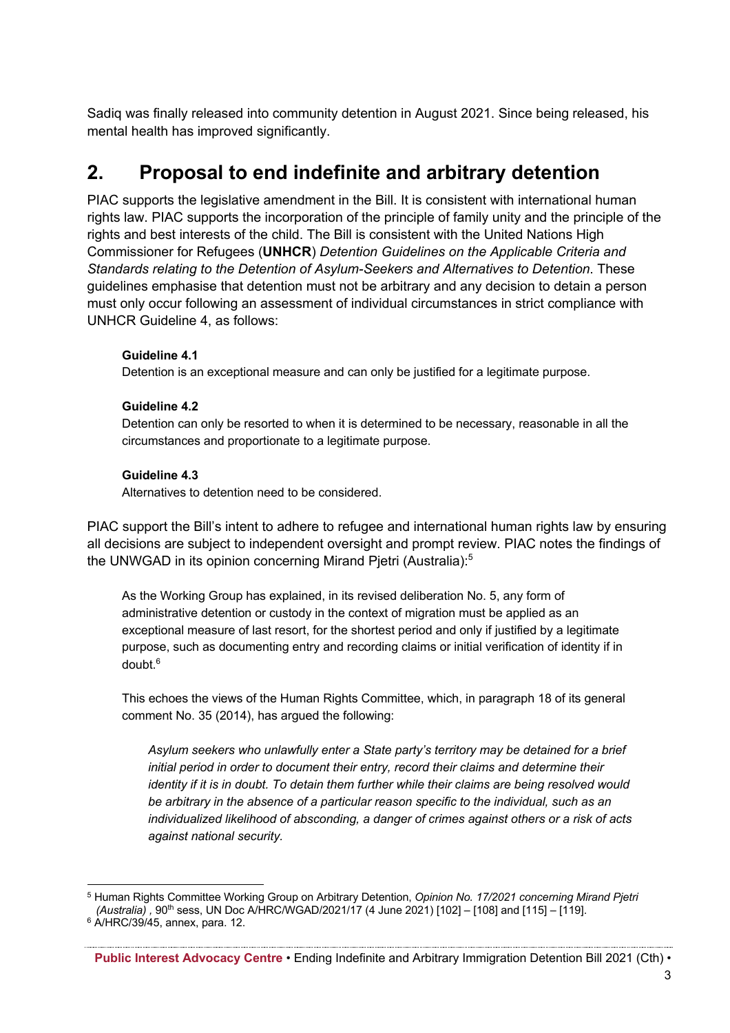Sadiq was finally released into community detention in August 2021. Since being released, his mental health has improved significantly.

## 2. Proposal to end indefinite and arbitrary detention

PIAC supports the legislative amendment in the Bill. It is consistent with international human rights law. PIAC supports the incorporation of the principle of family unity and the principle of the rights and best interests of the child. The Bill is consistent with the United Nations High Commissioner for Refugees (**UNHCR**) *Detention Guidelines on the Applicable Criteria and Standards relating to the Detention of Asylum-Seekers and Alternatives to Detention*. These guidelines emphasise that detention must not be arbitrary and any decision to detain a person must only occur following an assessment of individual circumstances in strict compliance with UNHCR Guideline 4, as follows:

> **Guideline 4.1**
> Detention is an exceptional measure and can only be justified for a legitimate purpose.
>
> **Guideline 4.2**
> Detention can only be resorted to when it is determined to be necessary, reasonable in all the circumstances and proportionate to a legitimate purpose.
>
> **Guideline 4.3**
> Alternatives to detention need to be considered.

PIAC support the Bill's intent to adhere to refugee and international human rights law by ensuring all decisions are subject to independent oversight and prompt review. PIAC notes the findings of the UNWGAD in its opinion concerning Mirand Pjetri (Australia):[5]

> As the Working Group has explained, in its revised deliberation No. 5, any form of administrative detention or custody in the context of migration must be applied as an exceptional measure of last resort, for the shortest period and only if justified by a legitimate purpose, such as documenting entry and recording claims or initial verification of identity if in doubt.[6]
>
> This echoes the views of the Human Rights Committee, which, in paragraph 18 of its general comment No. 35 (2014), has argued the following:
>
>> *Asylum seekers who unlawfully enter a State party's territory may be detained for a brief initial period in order to document their entry, record their claims and determine their identity if it is in doubt. To detain them further while their claims are being resolved would be arbitrary in the absence of a particular reason specific to the individual, such as an individualized likelihood of absconding, a danger of crimes against others or a risk of acts against national security.*

---

[5] Human Rights Committee Working Group on Arbitrary Detention, *Opinion No. 17/2021 concerning Mirand Pjetri (Australia)* , 90th sess, UN Doc A/HRC/WGAD/2021/17 (4 June 2021) [102] – [108] and [115] – [119].

[6] A/HRC/39/45, annex, para. 12.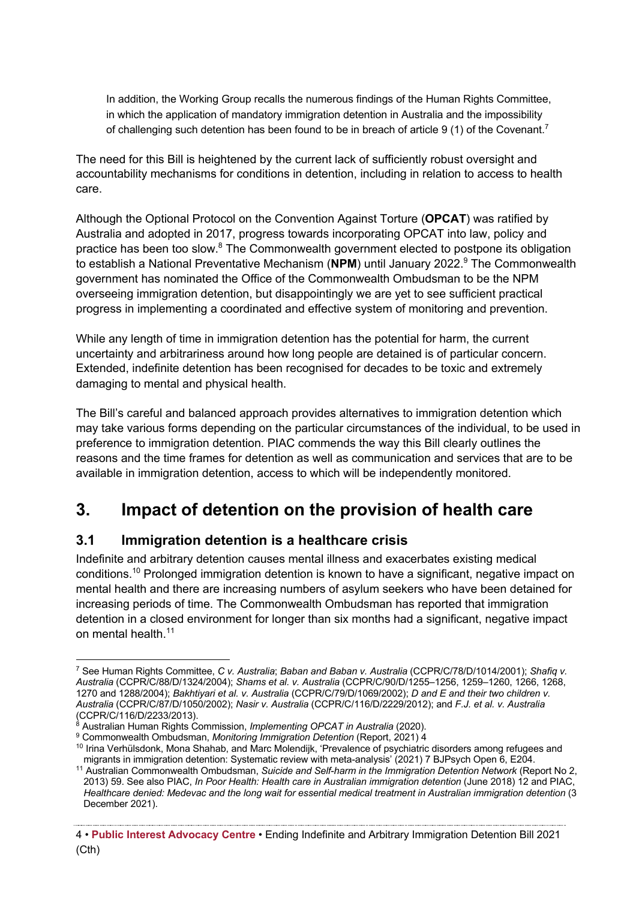> In addition, the Working Group recalls the numerous findings of the Human Rights Committee, in which the application of mandatory immigration detention in Australia and the impossibility of challenging such detention has been found to be in breach of article 9 (1) of the Covenant.[7]

The need for this Bill is heightened by the current lack of sufficiently robust oversight and accountability mechanisms for conditions in detention, including in relation to access to health care.

Although the Optional Protocol on the Convention Against Torture (**OPCAT**) was ratified by Australia and adopted in 2017, progress towards incorporating OPCAT into law, policy and practice has been too slow.[8] The Commonwealth government elected to postpone its obligation to establish a National Preventative Mechanism (**NPM**) until January 2022.[9] The Commonwealth government has nominated the Office of the Commonwealth Ombudsman to be the NPM overseeing immigration detention, but disappointingly we are yet to see sufficient practical progress in implementing a coordinated and effective system of monitoring and prevention.

While any length of time in immigration detention has the potential for harm, the current uncertainty and arbitrariness around how long people are detained is of particular concern. Extended, indefinite detention has been recognised for decades to be toxic and extremely damaging to mental and physical health.

The Bill's careful and balanced approach provides alternatives to immigration detention which may take various forms depending on the particular circumstances of the individual, to be used in preference to immigration detention. PIAC commends the way this Bill clearly outlines the reasons and the time frames for detention as well as communication and services that are to be available in immigration detention, access to which will be independently monitored.

# 3. Impact of detention on the provision of health care

## 3.1 Immigration detention is a healthcare crisis

Indefinite and arbitrary detention causes mental illness and exacerbates existing medical conditions.[10] Prolonged immigration detention is known to have a significant, negative impact on mental health and there are increasing numbers of asylum seekers who have been detained for increasing periods of time. The Commonwealth Ombudsman has reported that immigration detention in a closed environment for longer than six months had a significant, negative impact on mental health.[11]

---

[7] See Human Rights Committee, *C v. Australia*; *Baban and Baban v. Australia* (CCPR/C/78/D/1014/2001); *Shafiq v. Australia* (CCPR/C/88/D/1324/2004); *Shams et al. v. Australia* (CCPR/C/90/D/1255–1256, 1259–1260, 1266, 1268, 1270 and 1288/2004); *Bakhtiyari et al. v. Australia* (CCPR/C/79/D/1069/2002); *D and E and their two children v. Australia* (CCPR/C/87/D/1050/2002); *Nasir v. Australia* (CCPR/C/116/D/2229/2012); and *F.J. et al. v. Australia* (CCPR/C/116/D/2233/2013).

[8] Australian Human Rights Commission, *Implementing OPCAT in Australia* (2020).

[9] Commonwealth Ombudsman, *Monitoring Immigration Detention* (Report, 2021) 4

[10] Irina Verhülsdonk, Mona Shahab, and Marc Molendijk, 'Prevalence of psychiatric disorders among refugees and migrants in immigration detention: Systematic review with meta-analysis' (2021) 7 BJPsych Open 6, E204.

[11] Australian Commonwealth Ombudsman, *Suicide and Self-harm in the Immigration Detention Network* (Report No 2, 2013) 59. See also PIAC, *In Poor Health: Health care in Australian immigration detention* (June 2018) 12 and PIAC, *Healthcare denied: Medevac and the long wait for essential medical treatment in Australian immigration detention* (3 December 2021).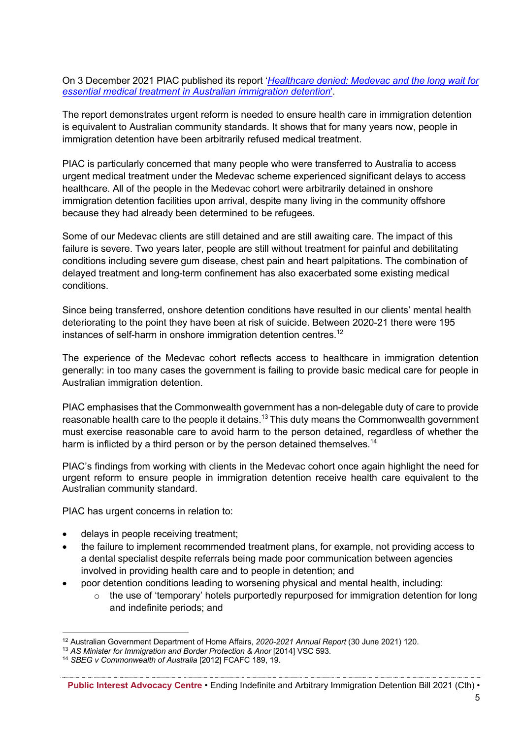On 3 December 2021 PIAC published its report '*Healthcare denied: Medevac and the long wait for essential medical treatment in Australian immigration detention*'.

The report demonstrates urgent reform is needed to ensure health care in immigration detention is equivalent to Australian community standards. It shows that for many years now, people in immigration detention have been arbitrarily refused medical treatment.

PIAC is particularly concerned that many people who were transferred to Australia to access urgent medical treatment under the Medevac scheme experienced significant delays to access healthcare. All of the people in the Medevac cohort were arbitrarily detained in onshore immigration detention facilities upon arrival, despite many living in the community offshore because they had already been determined to be refugees.

Some of our Medevac clients are still detained and are still awaiting care. The impact of this failure is severe. Two years later, people are still without treatment for painful and debilitating conditions including severe gum disease, chest pain and heart palpitations. The combination of delayed treatment and long-term confinement has also exacerbated some existing medical conditions.

Since being transferred, onshore detention conditions have resulted in our clients' mental health deteriorating to the point they have been at risk of suicide. Between 2020-21 there were 195 instances of self-harm in onshore immigration detention centres.[12]

The experience of the Medevac cohort reflects access to healthcare in immigration detention generally: in too many cases the government is failing to provide basic medical care for people in Australian immigration detention.

PIAC emphasises that the Commonwealth government has a non-delegable duty of care to provide reasonable health care to the people it detains.[13] This duty means the Commonwealth government must exercise reasonable care to avoid harm to the person detained, regardless of whether the harm is inflicted by a third person or by the person detained themselves.[14]

PIAC's findings from working with clients in the Medevac cohort once again highlight the need for urgent reform to ensure people in immigration detention receive health care equivalent to the Australian community standard.

PIAC has urgent concerns in relation to:

- delays in people receiving treatment;
- the failure to implement recommended treatment plans, for example, not providing access to a dental specialist despite referrals being made poor communication between agencies involved in providing health care and to people in detention; and
- poor detention conditions leading to worsening physical and mental health, including:
    - the use of 'temporary' hotels purportedly repurposed for immigration detention for long and indefinite periods; and

---

[12] Australian Government Department of Home Affairs, *2020-2021 Annual Report* (30 June 2021) 120.

[13] *AS Minister for Immigration and Border Protection & Anor* [2014] VSC 593.

[14] *SBEG v Commonwealth of Australia* [2012] FCAFC 189, 19.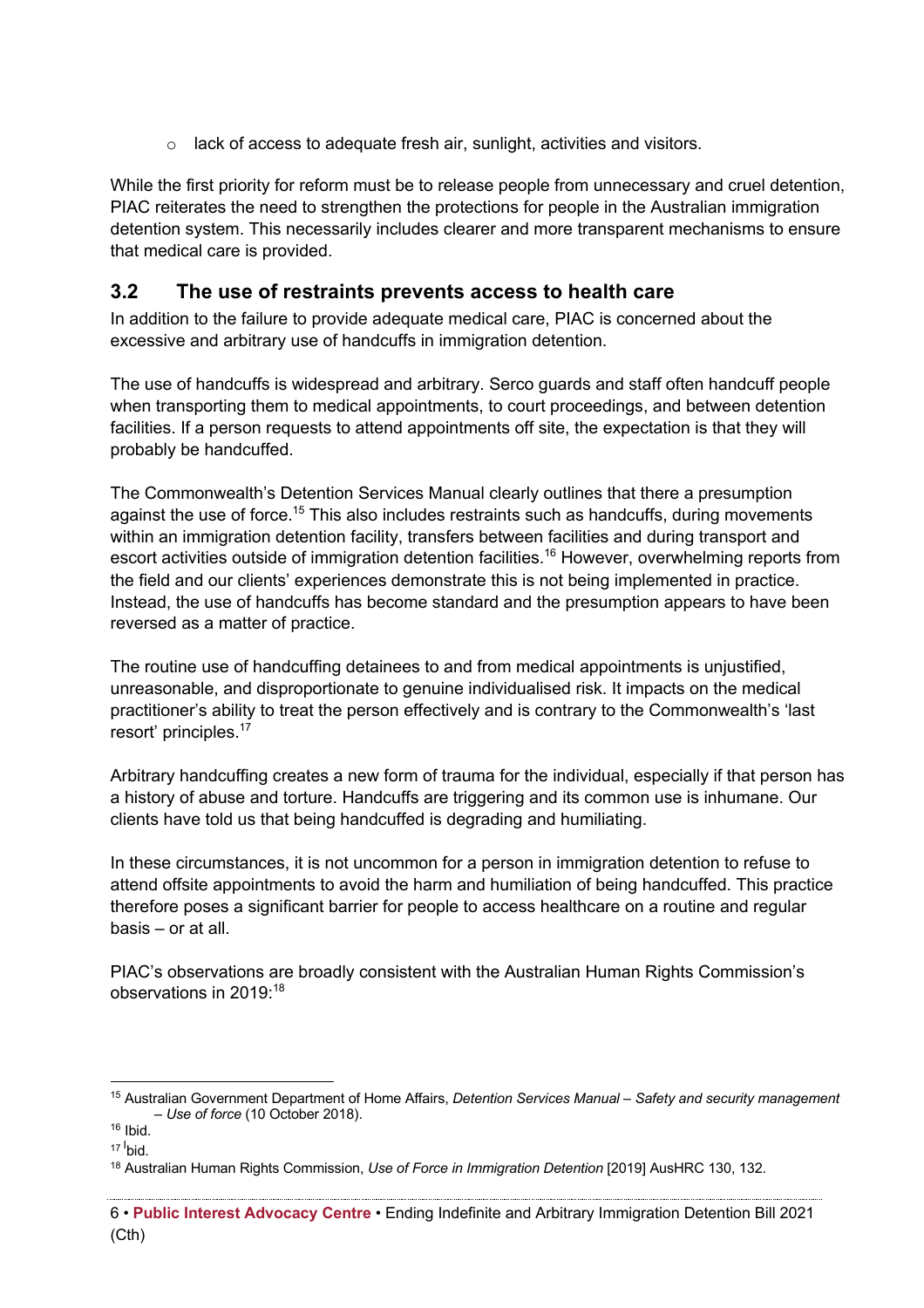- lack of access to adequate fresh air, sunlight, activities and visitors.

While the first priority for reform must be to release people from unnecessary and cruel detention, PIAC reiterates the need to strengthen the protections for people in the Australian immigration detention system. This necessarily includes clearer and more transparent mechanisms to ensure that medical care is provided.

## 3.2 The use of restraints prevents access to health care

In addition to the failure to provide adequate medical care, PIAC is concerned about the excessive and arbitrary use of handcuffs in immigration detention.

The use of handcuffs is widespread and arbitrary. Serco guards and staff often handcuff people when transporting them to medical appointments, to court proceedings, and between detention facilities. If a person requests to attend appointments off site, the expectation is that they will probably be handcuffed.

The Commonwealth's Detention Services Manual clearly outlines that there a presumption against the use of force.[15] This also includes restraints such as handcuffs, during movements within an immigration detention facility, transfers between facilities and during transport and escort activities outside of immigration detention facilities.[16] However, overwhelming reports from the field and our clients' experiences demonstrate this is not being implemented in practice. Instead, the use of handcuffs has become standard and the presumption appears to have been reversed as a matter of practice.

The routine use of handcuffing detainees to and from medical appointments is unjustified, unreasonable, and disproportionate to genuine individualised risk. It impacts on the medical practitioner's ability to treat the person effectively and is contrary to the Commonwealth's 'last resort' principles.[17]

Arbitrary handcuffing creates a new form of trauma for the individual, especially if that person has a history of abuse and torture. Handcuffs are triggering and its common use is inhumane. Our clients have told us that being handcuffed is degrading and humiliating.

In these circumstances, it is not uncommon for a person in immigration detention to refuse to attend offsite appointments to avoid the harm and humiliation of being handcuffed. This practice therefore poses a significant barrier for people to access healthcare on a routine and regular basis – or at all.

PIAC's observations are broadly consistent with the Australian Human Rights Commission's observations in 2019:[18]

---

[15] Australian Government Department of Home Affairs, *Detention Services Manual – Safety and security management – Use of force* (10 October 2018).

[16] Ibid.

[17] Ibid.

[18] Australian Human Rights Commission, *Use of Force in Immigration Detention* [2019] AusHRC 130, 132.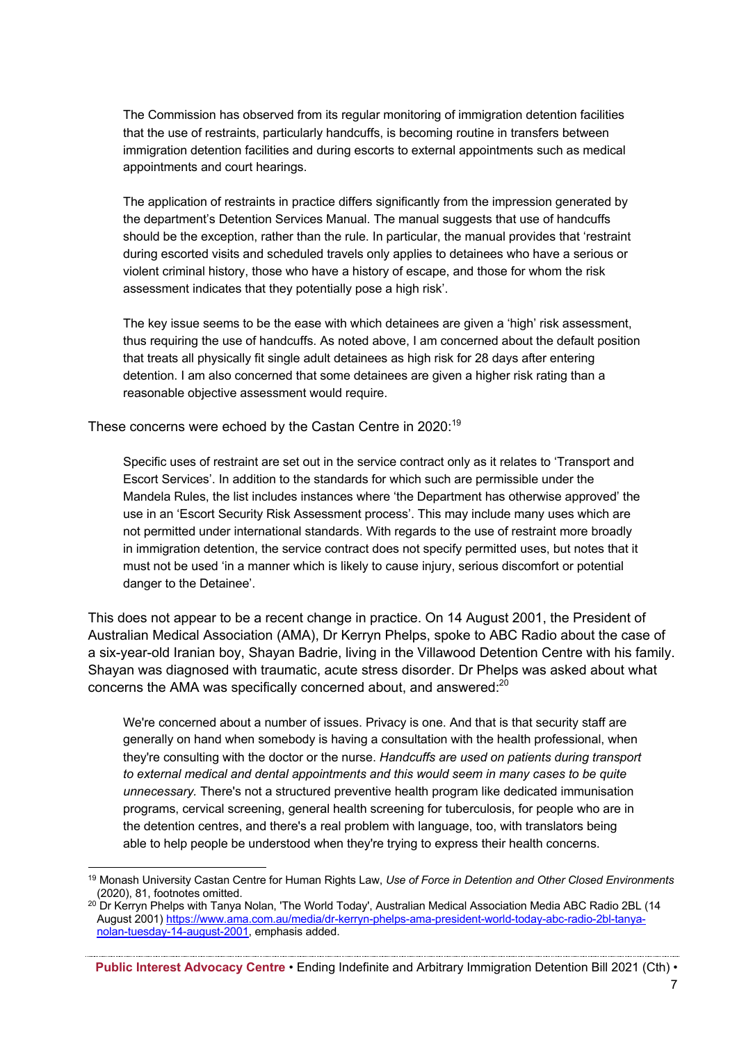> The Commission has observed from its regular monitoring of immigration detention facilities that the use of restraints, particularly handcuffs, is becoming routine in transfers between immigration detention facilities and during escorts to external appointments such as medical appointments and court hearings.
>
> The application of restraints in practice differs significantly from the impression generated by the department's Detention Services Manual. The manual suggests that use of handcuffs should be the exception, rather than the rule. In particular, the manual provides that 'restraint during escorted visits and scheduled travels only applies to detainees who have a serious or violent criminal history, those who have a history of escape, and those for whom the risk assessment indicates that they potentially pose a high risk'.
>
> The key issue seems to be the ease with which detainees are given a 'high' risk assessment, thus requiring the use of handcuffs. As noted above, I am concerned about the default position that treats all physically fit single adult detainees as high risk for 28 days after entering detention. I am also concerned that some detainees are given a higher risk rating than a reasonable objective assessment would require.

These concerns were echoed by the Castan Centre in 2020:[19]

> Specific uses of restraint are set out in the service contract only as it relates to 'Transport and Escort Services'. In addition to the standards for which such are permissible under the Mandela Rules, the list includes instances where 'the Department has otherwise approved' the use in an 'Escort Security Risk Assessment process'. This may include many uses which are not permitted under international standards. With regards to the use of restraint more broadly in immigration detention, the service contract does not specify permitted uses, but notes that it must not be used 'in a manner which is likely to cause injury, serious discomfort or potential danger to the Detainee'.

This does not appear to be a recent change in practice. On 14 August 2001, the President of Australian Medical Association (AMA), Dr Kerryn Phelps, spoke to ABC Radio about the case of a six-year-old Iranian boy, Shayan Badrie, living in the Villawood Detention Centre with his family. Shayan was diagnosed with traumatic, acute stress disorder. Dr Phelps was asked about what concerns the AMA was specifically concerned about, and answered:[20]

> We're concerned about a number of issues. Privacy is one. And that is that security staff are generally on hand when somebody is having a consultation with the health professional, when they're consulting with the doctor or the nurse. *Handcuffs are used on patients during transport to external medical and dental appointments and this would seem in many cases to be quite unnecessary.* There's not a structured preventive health program like dedicated immunisation programs, cervical screening, general health screening for tuberculosis, for people who are in the detention centres, and there's a real problem with language, too, with translators being able to help people be understood when they're trying to express their health concerns.

---

[19] Monash University Castan Centre for Human Rights Law, *Use of Force in Detention and Other Closed Environments* (2020), 81, footnotes omitted.

[20] Dr Kerryn Phelps with Tanya Nolan, 'The World Today', Australian Medical Association Media ABC Radio 2BL (14 August 2001) https://www.ama.com.au/media/dr-kerryn-phelps-ama-president-world-today-abc-radio-2bl-tanya-nolan-tuesday-14-august-2001, emphasis added.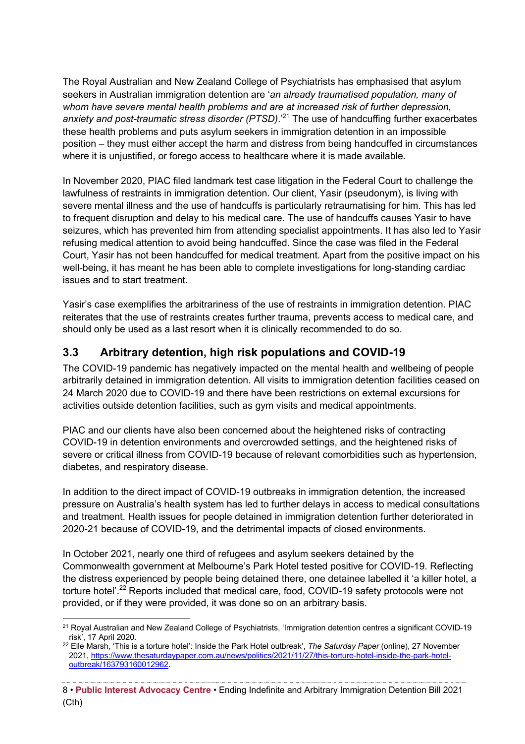The Royal Australian and New Zealand College of Psychiatrists has emphasised that asylum seekers in Australian immigration detention are '*an already traumatised population, many of whom have severe mental health problems and are at increased risk of further depression, anxiety and post-traumatic stress disorder (PTSD).*'[21] The use of handcuffing further exacerbates these health problems and puts asylum seekers in immigration detention in an impossible position – they must either accept the harm and distress from being handcuffed in circumstances where it is unjustified, or forego access to healthcare where it is made available.

In November 2020, PIAC filed landmark test case litigation in the Federal Court to challenge the lawfulness of restraints in immigration detention. Our client, Yasir (pseudonym), is living with severe mental illness and the use of handcuffs is particularly retraumatising for him. This has led to frequent disruption and delay to his medical care. The use of handcuffs causes Yasir to have seizures, which has prevented him from attending specialist appointments. It has also led to Yasir refusing medical attention to avoid being handcuffed. Since the case was filed in the Federal Court, Yasir has not been handcuffed for medical treatment. Apart from the positive impact on his well-being, it has meant he has been able to complete investigations for long-standing cardiac issues and to start treatment.

Yasir's case exemplifies the arbitrariness of the use of restraints in immigration detention. PIAC reiterates that the use of restraints creates further trauma, prevents access to medical care, and should only be used as a last resort when it is clinically recommended to do so.

## 3.3 Arbitrary detention, high risk populations and COVID-19

The COVID-19 pandemic has negatively impacted on the mental health and wellbeing of people arbitrarily detained in immigration detention. All visits to immigration detention facilities ceased on 24 March 2020 due to COVID-19 and there have been restrictions on external excursions for activities outside detention facilities, such as gym visits and medical appointments.

PIAC and our clients have also been concerned about the heightened risks of contracting COVID-19 in detention environments and overcrowded settings, and the heightened risks of severe or critical illness from COVID-19 because of relevant comorbidities such as hypertension, diabetes, and respiratory disease.

In addition to the direct impact of COVID-19 outbreaks in immigration detention, the increased pressure on Australia's health system has led to further delays in access to medical consultations and treatment. Health issues for people detained in immigration detention further deteriorated in 2020-21 because of COVID-19, and the detrimental impacts of closed environments.

In October 2021, nearly one third of refugees and asylum seekers detained by the Commonwealth government at Melbourne's Park Hotel tested positive for COVID-19. Reflecting the distress experienced by people being detained there, one detainee labelled it 'a killer hotel, a torture hotel'.[22] Reports included that medical care, food, COVID-19 safety protocols were not provided, or if they were provided, it was done so on an arbitrary basis.

---

[21] Royal Australian and New Zealand College of Psychiatrists, 'Immigration detention centres a significant COVID-19 risk', 17 April 2020.

[22] Elle Marsh, 'This is a torture hotel': Inside the Park Hotel outbreak', *The Saturday Paper* (online), 27 November 2021, https://www.thesaturdaypaper.com.au/news/politics/2021/11/27/this-torture-hotel-inside-the-park-hotel-outbreak/163793160012962.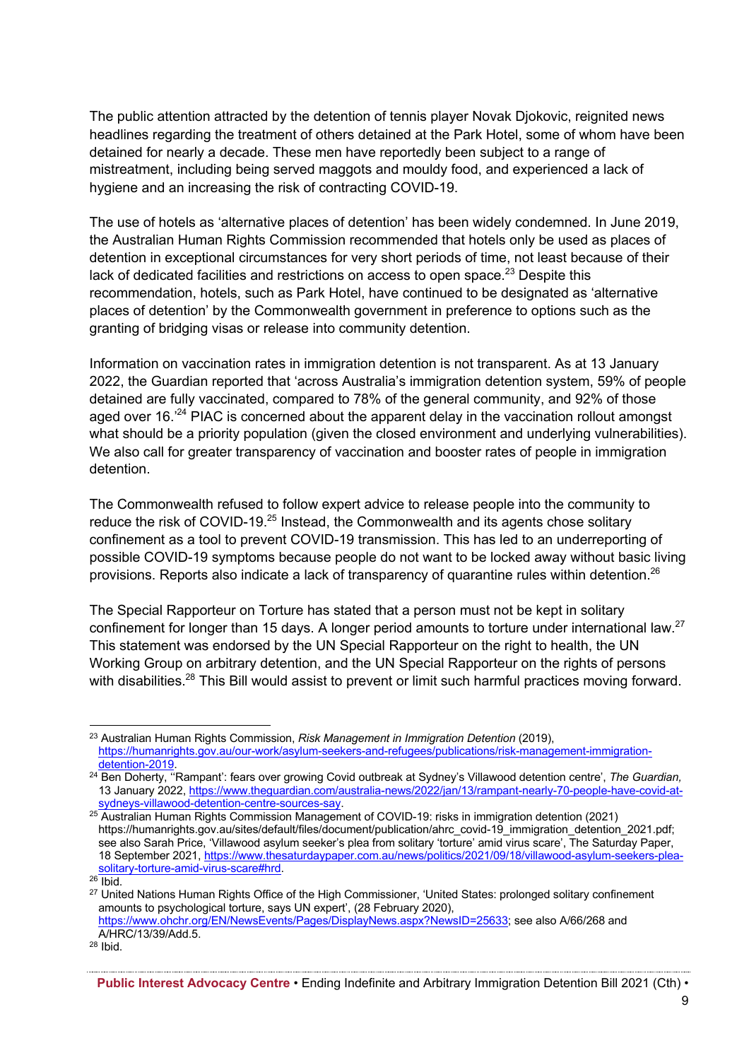The public attention attracted by the detention of tennis player Novak Djokovic, reignited news headlines regarding the treatment of others detained at the Park Hotel, some of whom have been detained for nearly a decade. These men have reportedly been subject to a range of mistreatment, including being served maggots and mouldy food, and experienced a lack of hygiene and an increasing the risk of contracting COVID-19.

The use of hotels as 'alternative places of detention' has been widely condemned. In June 2019, the Australian Human Rights Commission recommended that hotels only be used as places of detention in exceptional circumstances for very short periods of time, not least because of their lack of dedicated facilities and restrictions on access to open space.[23] Despite this recommendation, hotels, such as Park Hotel, have continued to be designated as 'alternative places of detention' by the Commonwealth government in preference to options such as the granting of bridging visas or release into community detention.

Information on vaccination rates in immigration detention is not transparent. As at 13 January 2022, the Guardian reported that 'across Australia's immigration detention system, 59% of people detained are fully vaccinated, compared to 78% of the general community, and 92% of those aged over 16.'[24] PIAC is concerned about the apparent delay in the vaccination rollout amongst what should be a priority population (given the closed environment and underlying vulnerabilities). We also call for greater transparency of vaccination and booster rates of people in immigration detention.

The Commonwealth refused to follow expert advice to release people into the community to reduce the risk of COVID-19.[25] Instead, the Commonwealth and its agents chose solitary confinement as a tool to prevent COVID-19 transmission. This has led to an underreporting of possible COVID-19 symptoms because people do not want to be locked away without basic living provisions. Reports also indicate a lack of transparency of quarantine rules within detention.[26]

The Special Rapporteur on Torture has stated that a person must not be kept in solitary confinement for longer than 15 days. A longer period amounts to torture under international law.[27] This statement was endorsed by the UN Special Rapporteur on the right to health, the UN Working Group on arbitrary detention, and the UN Special Rapporteur on the rights of persons with disabilities.[28] This Bill would assist to prevent or limit such harmful practices moving forward.

---

[23] Australian Human Rights Commission, *Risk Management in Immigration Detention* (2019), https://humanrights.gov.au/our-work/asylum-seekers-and-refugees/publications/risk-management-immigration-detention-2019.

[24] Ben Doherty, ''Rampant': fears over growing Covid outbreak at Sydney's Villawood detention centre', *The Guardian,* 13 January 2022, https://www.theguardian.com/australia-news/2022/jan/13/rampant-nearly-70-people-have-covid-at-sydneys-villawood-detention-centre-sources-say.

[25] Australian Human Rights Commission Management of COVID-19: risks in immigration detention (2021) https://humanrights.gov.au/sites/default/files/document/publication/ahrc_covid-19_immigration_detention_2021.pdf; see also Sarah Price, 'Villawood asylum seeker's plea from solitary 'torture' amid virus scare', The Saturday Paper, 18 September 2021, https://www.thesaturdaypaper.com.au/news/politics/2021/09/18/villawood-asylum-seekers-plea-solitary-torture-amid-virus-scare#hrd.

[26] Ibid.

[27] United Nations Human Rights Office of the High Commissioner, 'United States: prolonged solitary confinement amounts to psychological torture, says UN expert', (28 February 2020), https://www.ohchr.org/EN/NewsEvents/Pages/DisplayNews.aspx?NewsID=25633; see also A/66/268 and A/HRC/13/39/Add.5.

[28] Ibid.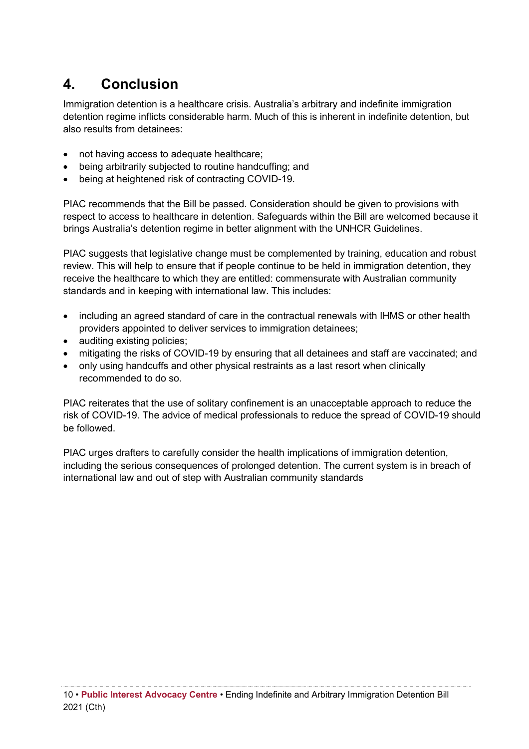## 4. Conclusion

Immigration detention is a healthcare crisis. Australia's arbitrary and indefinite immigration detention regime inflicts considerable harm. Much of this is inherent in indefinite detention, but also results from detainees:

- not having access to adequate healthcare;
- being arbitrarily subjected to routine handcuffing; and
- being at heightened risk of contracting COVID-19.

PIAC recommends that the Bill be passed. Consideration should be given to provisions with respect to access to healthcare in detention. Safeguards within the Bill are welcomed because it brings Australia's detention regime in better alignment with the UNHCR Guidelines.

PIAC suggests that legislative change must be complemented by training, education and robust review. This will help to ensure that if people continue to be held in immigration detention, they receive the healthcare to which they are entitled: commensurate with Australian community standards and in keeping with international law. This includes:

- including an agreed standard of care in the contractual renewals with IHMS or other health providers appointed to deliver services to immigration detainees;
- auditing existing policies;
- mitigating the risks of COVID-19 by ensuring that all detainees and staff are vaccinated; and
- only using handcuffs and other physical restraints as a last resort when clinically recommended to do so.

PIAC reiterates that the use of solitary confinement is an unacceptable approach to reduce the risk of COVID-19. The advice of medical professionals to reduce the spread of COVID-19 should be followed.

PIAC urges drafters to carefully consider the health implications of immigration detention, including the serious consequences of prolonged detention. The current system is in breach of international law and out of step with Australian community standards